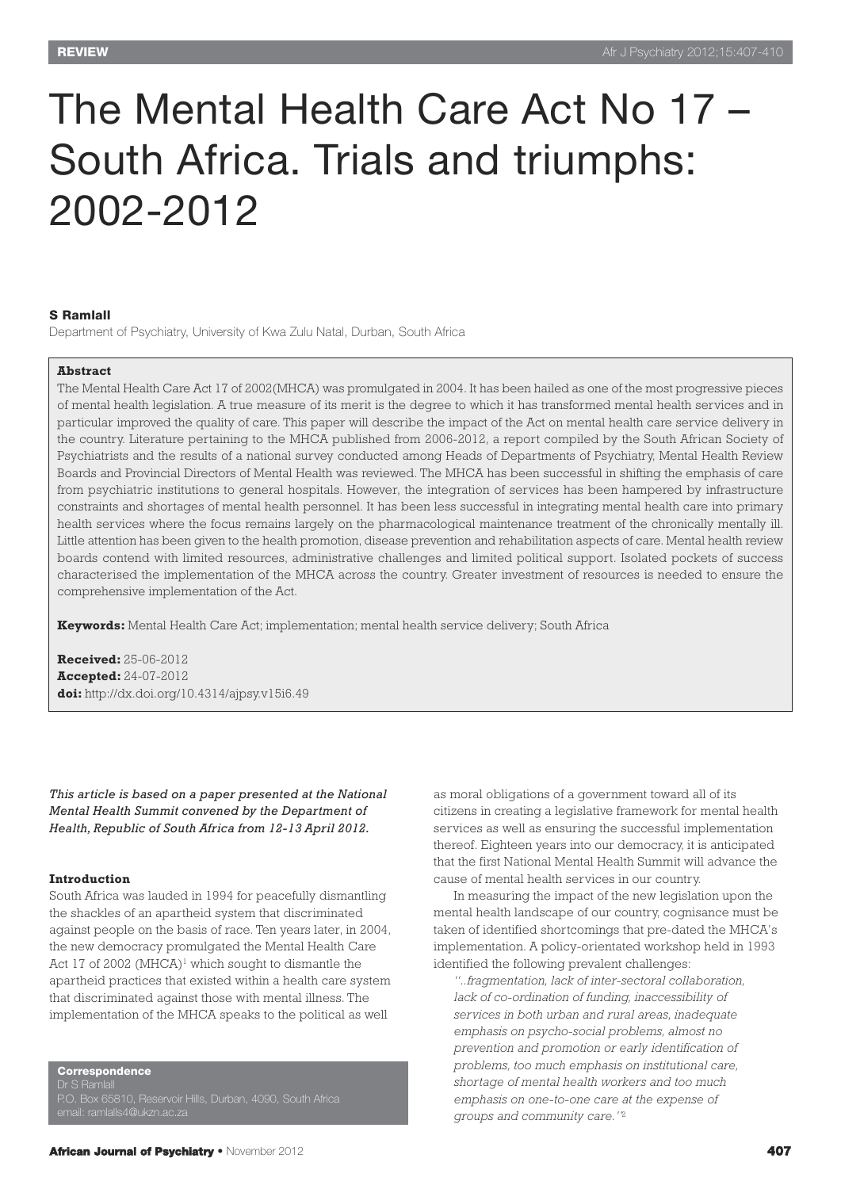# The Mental Health Care Act No 17 – South Africa. Trials and triumphs: 2002-2012

**S Ramlall**

Department of Psychiatry, University of Kwa Zulu Natal, Durban, South Africa

**Abstract**

The Mental Health Care Act 17 of 2002(MHCA) was promulgated in 2004. It has been hailed as one of the most progressive pieces of mental health legislation. A true measure of its merit is the degree to which it has transformed mental health services and in particular improved the quality of care. This paper will describe the impact of the Act on mental health care service delivery in the country. Literature pertaining to the MHCA published from 2006-2012, a report compiled by the South African Society of Psychiatrists and the results of a national survey conducted among Heads of Departments of Psychiatry, Mental Health Review Boards and Provincial Directors of Mental Health was reviewed. The MHCA has been successful in shifting the emphasis of care from psychiatric institutions to general hospitals. However, the integration of services has been hampered by infrastructure constraints and shortages of mental health personnel. It has been less successful in integrating mental health care into primary health services where the focus remains largely on the pharmacological maintenance treatment of the chronically mentally ill. Little attention has been given to the health promotion, disease prevention and rehabilitation aspects of care. Mental health review boards contend with limited resources, administrative challenges and limited political support. Isolated pockets of success characterised the implementation of the MHCA across the country. Greater investment of resources is needed to ensure the comprehensive implementation of the Act.

**Keywords:** Mental Health Care Act; implementation; mental health service delivery; South Africa

**Received:** 25-06-2012
**Accepted:** 24-07-2012
**doi:** http://dx.doi.org/10.4314/ajpsy.v15i6.49

*This article is based on a paper presented at the National Mental Health Summit convened by the Department of Health, Republic of South Africa from 12-13 April 2012.*

**Introduction**

South Africa was lauded in 1994 for peacefully dismantling the shackles of an apartheid system that discriminated against people on the basis of race. Ten years later, in 2004, the new democracy promulgated the Mental Health Care Act 17 of 2002 (MHCA)[1] which sought to dismantle the apartheid practices that existed within a health care system that discriminated against those with mental illness. The implementation of the MHCA speaks to the political as well as moral obligations of a government toward all of its citizens in creating a legislative framework for mental health services as well as ensuring the successful implementation thereof. Eighteen years into our democracy, it is anticipated that the first National Mental Health Summit will advance the cause of mental health services in our country.

In measuring the impact of the new legislation upon the mental health landscape of our country, cognisance must be taken of identified shortcomings that pre-dated the MHCA's implementation. A policy-orientated workshop held in 1993 identified the following prevalent challenges:

> *"..fragmentation, lack of inter-sectoral collaboration, lack of co-ordination of funding, inaccessibility of services in both urban and rural areas, inadequate emphasis on psycho-social problems, almost no prevention and promotion or early identification of problems, too much emphasis on institutional care, shortage of mental health workers and too much emphasis on one-to-one care at the expense of groups and community care."*[2]

**Correspondence**
Dr S Ramlall
P.O. Box 65810, Reservoir Hills, Durban, 4090, South Africa
email: ramlalls4@ukzn.ac.za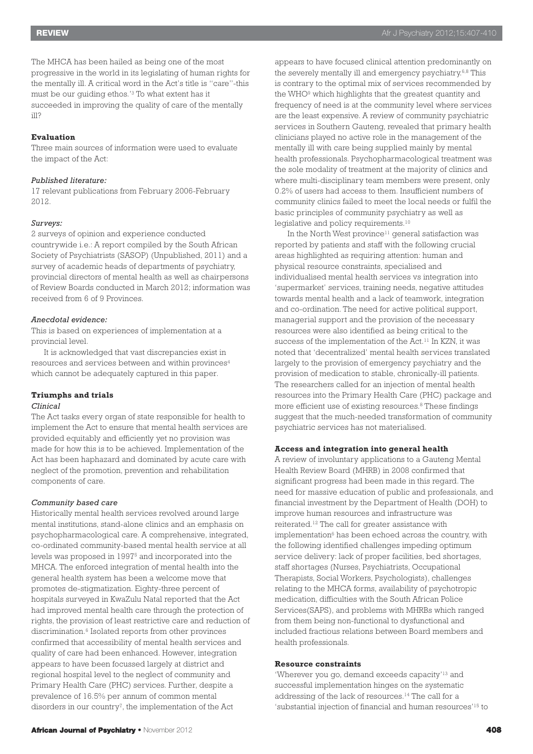The MHCA has been hailed as being one of the most progressive in the world in its legislating of human rights for the mentally ill. A critical word in the Act's title is "care"-this must be our guiding ethos.'[3] To what extent has it succeeded in improving the quality of care of the mentally ill?

### Evaluation

Three main sources of information were used to evaluate the impact of the Act:

*Published literature:*

17 relevant publications from February 2006-February 2012.

*Surveys:*

2 surveys of opinion and experience conducted countrywide i.e.: A report compiled by the South African Society of Psychiatrists (SASOP) (Unpublished, 2011) and a survey of academic heads of departments of psychiatry, provincial directors of mental health as well as chairpersons of Review Boards conducted in March 2012; information was received from 6 of 9 Provinces.

*Anecdotal evidence:*

This is based on experiences of implementation at a provincial level.

It is acknowledged that vast discrepancies exist in resources and services between and within provinces[4] which cannot be adequately captured in this paper.

### Triumphs and trials

*Clinical*

The Act tasks every organ of state responsible for health to implement the Act to ensure that mental health services are provided equitably and efficiently yet no provision was made for how this is to be achieved. Implementation of the Act has been haphazard and dominated by acute care with neglect of the promotion, prevention and rehabilitation components of care.

*Community based care*

Historically mental health services revolved around large mental institutions, stand-alone clinics and an emphasis on psychopharmacological care. A comprehensive, integrated, co-ordinated community-based mental health service at all levels was proposed in 1997[5] and incorporated into the MHCA. The enforced integration of mental health into the general health system has been a welcome move that promotes de-stigmatization. Eighty-three percent of hospitals surveyed in KwaZulu Natal reported that the Act had improved mental health care through the protection of rights, the provision of least restrictive care and reduction of discrimination.[6] Isolated reports from other provinces confirmed that accessibility of mental health services and quality of care had been enhanced. However, integration appears to have been focussed largely at district and regional hospital level to the neglect of community and Primary Health Care (PHC) services. Further, despite a prevalence of 16.5% per annum of common mental disorders in our country[7], the implementation of the Act appears to have focused clinical attention predominantly on the severely mentally ill and emergency psychiatry.[6,8] This is contrary to the optimal mix of services recommended by the WHO[9] which highlights that the greatest quantity and frequency of need is at the community level where services are the least expensive. A review of community psychiatric services in Southern Gauteng, revealed that primary health clinicians played no active role in the management of the mentally ill with care being supplied mainly by mental health professionals. Psychopharmacological treatment was the sole modality of treatment at the majority of clinics and where multi-disciplinary team members were present, only 0.2% of users had access to them. Insufficient numbers of community clinics failed to meet the local needs or fulfil the basic principles of community psychiatry as well as legislative and policy requirements.[10]

In the North West province[11] general satisfaction was reported by patients and staff with the following crucial areas highlighted as requiring attention: human and physical resource constraints, specialised and individualised mental health services vs integration into 'supermarket' services, training needs, negative attitudes towards mental health and a lack of teamwork, integration and co-ordination. The need for active political support, managerial support and the provision of the necessary resources were also identified as being critical to the success of the implementation of the Act.[11] In KZN, it was noted that 'decentralized' mental health services translated largely to the provision of emergency psychiatry and the provision of medication to stable, chronically-ill patients. The researchers called for an injection of mental health resources into the Primary Health Care (PHC) package and more efficient use of existing resources.[8] These findings suggest that the much-needed transformation of community psychiatric services has not materialised.

### Access and integration into general health

A review of involuntary applications to a Gauteng Mental Health Review Board (MHRB) in 2008 confirmed that significant progress had been made in this regard. The need for massive education of public and professionals, and financial investment by the Department of Health (DOH) to improve human resources and infrastructure was reiterated.[12] The call for greater assistance with implementation[6] has been echoed across the country, with the following identified challenges impeding optimum service delivery: lack of proper facilities, bed shortages, staff shortages (Nurses, Psychiatrists, Occupational Therapists, Social Workers, Psychologists), challenges relating to the MHCA forms, availability of psychotropic medication, difficulties with the South African Police Services(SAPS), and problems with MHRBs which ranged from them being non-functional to dysfunctional and included fractious relations between Board members and health professionals.

### Resource constraints

'Wherever you go, demand exceeds capacity'[13] and successful implementation hinges on the systematic addressing of the lack of resources.[14] The call for a 'substantial injection of financial and human resources'[15] to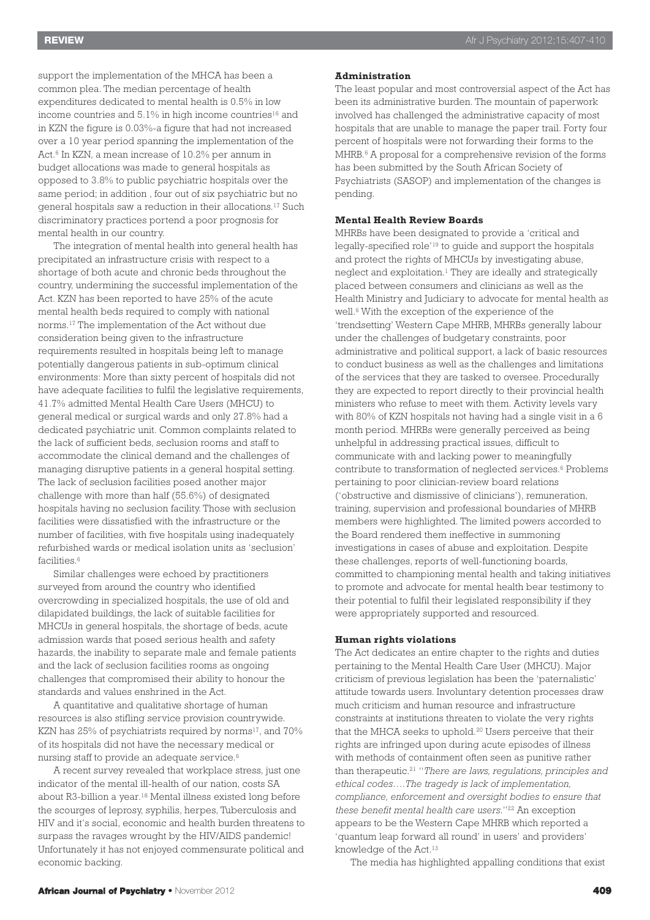support the implementation of the MHCA has been a common plea. The median percentage of health expenditures dedicated to mental health is 0.5% in low income countries and 5.1% in high income countries[16] and in KZN the figure is 0.03%-a figure that had not increased over a 10 year period spanning the implementation of the Act.[6] In KZN, a mean increase of 10.2% per annum in budget allocations was made to general hospitals as opposed to 3.8% to public psychiatric hospitals over the same period; in addition , four out of six psychiatric but no general hospitals saw a reduction in their allocations.[17] Such discriminatory practices portend a poor prognosis for mental health in our country.

The integration of mental health into general health has precipitated an infrastructure crisis with respect to a shortage of both acute and chronic beds throughout the country, undermining the successful implementation of the Act. KZN has been reported to have 25% of the acute mental health beds required to comply with national norms.[17] The implementation of the Act without due consideration being given to the infrastructure requirements resulted in hospitals being left to manage potentially dangerous patients in sub-optimum clinical environments: More than sixty percent of hospitals did not have adequate facilities to fulfil the legislative requirements, 41.7% admitted Mental Health Care Users (MHCU) to general medical or surgical wards and only 27.8% had a dedicated psychiatric unit. Common complaints related to the lack of sufficient beds, seclusion rooms and staff to accommodate the clinical demand and the challenges of managing disruptive patients in a general hospital setting. The lack of seclusion facilities posed another major challenge with more than half (55.6%) of designated hospitals having no seclusion facility. Those with seclusion facilities were dissatisfied with the infrastructure or the number of facilities, with five hospitals using inadequately refurbished wards or medical isolation units as 'seclusion' facilities.[6]

Similar challenges were echoed by practitioners surveyed from around the country who identified overcrowding in specialized hospitals, the use of old and dilapidated buildings, the lack of suitable facilities for MHCUs in general hospitals, the shortage of beds, acute admission wards that posed serious health and safety hazards, the inability to separate male and female patients and the lack of seclusion facilities rooms as ongoing challenges that compromised their ability to honour the standards and values enshrined in the Act.

A quantitative and qualitative shortage of human resources is also stifling service provision countrywide. KZN has 25% of psychiatrists required by norms[17], and 70% of its hospitals did not have the necessary medical or nursing staff to provide an adequate service.[6]

A recent survey revealed that workplace stress, just one indicator of the mental ill-health of our nation, costs SA about R3-billion a year.[18] Mental illness existed long before the scourges of leprosy, syphilis, herpes, Tuberculosis and HIV and it's social, economic and health burden threatens to surpass the ravages wrought by the HIV/AIDS pandemic! Unfortunately it has not enjoyed commensurate political and economic backing.

### Administration

The least popular and most controversial aspect of the Act has been its administrative burden. The mountain of paperwork involved has challenged the administrative capacity of most hospitals that are unable to manage the paper trail. Forty four percent of hospitals were not forwarding their forms to the MHRB.[6] A proposal for a comprehensive revision of the forms has been submitted by the South African Society of Psychiatrists (SASOP) and implementation of the changes is pending.

### Mental Health Review Boards

MHRBs have been designated to provide a 'critical and legally-specified role'[19] to guide and support the hospitals and protect the rights of MHCUs by investigating abuse, neglect and exploitation.[1] They are ideally and strategically placed between consumers and clinicians as well as the Health Ministry and Judiciary to advocate for mental health as well.[6] With the exception of the experience of the 'trendsetting' Western Cape MHRB, MHRBs generally labour under the challenges of budgetary constraints, poor administrative and political support, a lack of basic resources to conduct business as well as the challenges and limitations of the services that they are tasked to oversee. Procedurally they are expected to report directly to their provincial health ministers who refuse to meet with them. Activity levels vary with 80% of KZN hospitals not having had a single visit in a 6 month period. MHRBs were generally perceived as being unhelpful in addressing practical issues, difficult to communicate with and lacking power to meaningfully contribute to transformation of neglected services.[6] Problems pertaining to poor clinician-review board relations ('obstructive and dismissive of clinicians'), remuneration, training, supervision and professional boundaries of MHRB members were highlighted. The limited powers accorded to the Board rendered them ineffective in summoning investigations in cases of abuse and exploitation. Despite these challenges, reports of well-functioning boards, committed to championing mental health and taking initiatives to promote and advocate for mental health bear testimony to their potential to fulfil their legislated responsibility if they were appropriately supported and resourced.

### Human rights violations

The Act dedicates an entire chapter to the rights and duties pertaining to the Mental Health Care User (MHCU). Major criticism of previous legislation has been the 'paternalistic' attitude towards users. Involuntary detention processes draw much criticism and human resource and infrastructure constraints at institutions threaten to violate the very rights that the MHCA seeks to uphold.[20] Users perceive that their rights are infringed upon during acute episodes of illness with methods of containment often seen as punitive rather than therapeutic.[21] "*There are laws, regulations, principles and ethical codes….The tragedy is lack of implementation, compliance, enforcement and oversight bodies to ensure that these benefit mental health care users.*"[22] An exception appears to be the Western Cape MHRB which reported a 'quantum leap forward all round' in users' and providers' knowledge of the Act.[13]

The media has highlighted appalling conditions that exist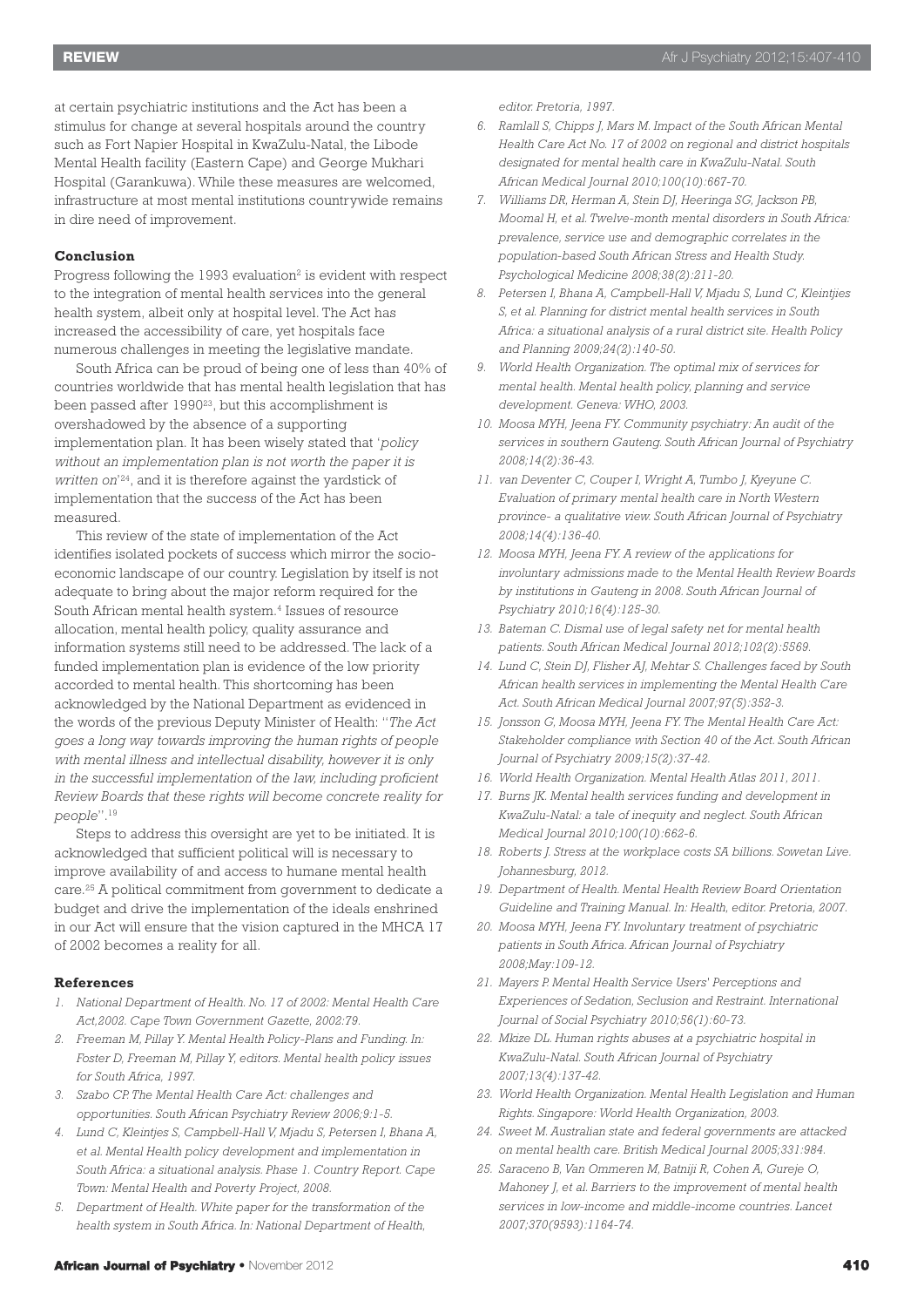at certain psychiatric institutions and the Act has been a stimulus for change at several hospitals around the country such as Fort Napier Hospital in KwaZulu-Natal, the Libode Mental Health facility (Eastern Cape) and George Mukhari Hospital (Garankuwa). While these measures are welcomed, infrastructure at most mental institutions countrywide remains in dire need of improvement.

### Conclusion

Progress following the 1993 evaluation[2] is evident with respect to the integration of mental health services into the general health system, albeit only at hospital level. The Act has increased the accessibility of care, yet hospitals face numerous challenges in meeting the legislative mandate.

South Africa can be proud of being one of less than 40% of countries worldwide that has mental health legislation that has been passed after 1990[23], but this accomplishment is overshadowed by the absence of a supporting implementation plan. It has been wisely stated that '*policy without an implementation plan is not worth the paper it is written on*'[24], and it is therefore against the yardstick of implementation that the success of the Act has been measured.

This review of the state of implementation of the Act identifies isolated pockets of success which mirror the socio-economic landscape of our country. Legislation by itself is not adequate to bring about the major reform required for the South African mental health system.[4] Issues of resource allocation, mental health policy, quality assurance and information systems still need to be addressed. The lack of a funded implementation plan is evidence of the low priority accorded to mental health. This shortcoming has been acknowledged by the National Department as evidenced in the words of the previous Deputy Minister of Health: "*The Act goes a long way towards improving the human rights of people with mental illness and intellectual disability, however it is only in the successful implementation of the law, including proficient Review Boards that these rights will become concrete reality for people*".[19]

Steps to address this oversight are yet to be initiated. It is acknowledged that sufficient political will is necessary to improve availability of and access to humane mental health care.[25] A political commitment from government to dedicate a budget and drive the implementation of the ideals enshrined in our Act will ensure that the vision captured in the MHCA 17 of 2002 becomes a reality for all.

### References

1. *National Department of Health. No. 17 of 2002: Mental Health Care Act,2002. Cape Town Government Gazette, 2002:79.*
2. *Freeman M, Pillay Y. Mental Health Policy-Plans and Funding. In: Foster D, Freeman M, Pillay Y, editors. Mental health policy issues for South Africa, 1997.*
3. *Szabo CP. The Mental Health Care Act: challenges and opportunities. South African Psychiatry Review 2006;9:1-5.*
4. *Lund C, Kleintjes S, Campbell-Hall V, Mjadu S, Petersen I, Bhana A, et al. Mental Health policy development and implementation in South Africa: a situational analysis. Phase 1. Country Report. Cape Town: Mental Health and Poverty Project, 2008.*
5. *Department of Health. White paper for the transformation of the health system in South Africa. In: National Department of Health, editor. Pretoria, 1997.*
6. *Ramlall S, Chipps J, Mars M. Impact of the South African Mental Health Care Act No. 17 of 2002 on regional and district hospitals designated for mental health care in KwaZulu-Natal. South African Medical Journal 2010;100(10):667-70.*
7. *Williams DR, Herman A, Stein DJ, Heeringa SG, Jackson PB, Moomal H, et al. Twelve-month mental disorders in South Africa: prevalence, service use and demographic correlates in the population-based South African Stress and Health Study. Psychological Medicine 2008;38(2):211-20.*
8. *Petersen I, Bhana A, Campbell-Hall V, Mjadu S, Lund C, Kleintjies S, et al. Planning for district mental health services in South Africa: a situational analysis of a rural district site. Health Policy and Planning 2009;24(2):140-50.*
9. *World Health Organization. The optimal mix of services for mental health. Mental health policy, planning and service development. Geneva: WHO, 2003.*
10. *Moosa MYH, Jeena FY. Community psychiatry: An audit of the services in southern Gauteng. South African Journal of Psychiatry 2008;14(2):36-43.*
11. *van Deventer C, Couper I, Wright A, Tumbo J, Kyeyune C. Evaluation of primary mental health care in North Western province- a qualitative view. South African Journal of Psychiatry 2008;14(4):136-40.*
12. *Moosa MYH, Jeena FY. A review of the applications for involuntary admissions made to the Mental Health Review Boards by institutions in Gauteng in 2008. South African Journal of Psychiatry 2010;16(4):125-30.*
13. *Bateman C. Dismal use of legal safety net for mental health patients. South African Medical Journal 2012;102(2):5569.*
14. *Lund C, Stein DJ, Flisher AJ, Mehtar S. Challenges faced by South African health services in implementing the Mental Health Care Act. South African Medical Journal 2007;97(5):352-3.*
15. *Jonsson G, Moosa MYH, Jeena FY. The Mental Health Care Act: Stakeholder compliance with Section 40 of the Act. South African Journal of Psychiatry 2009;15(2):37-42.*
16. *World Health Organization. Mental Health Atlas 2011, 2011.*
17. *Burns JK. Mental health services funding and development in KwaZulu-Natal: a tale of inequity and neglect. South African Medical Journal 2010;100(10):662-6.*
18. *Roberts J. Stress at the workplace costs SA billions. Sowetan Live. Johannesburg, 2012.*
19. *Department of Health. Mental Health Review Board Orientation Guideline and Training Manual. In: Health, editor. Pretoria, 2007.*
20. *Moosa MYH, Jeena FY. Involuntary treatment of psychiatric patients in South Africa. African Journal of Psychiatry 2008;May:109-12.*
21. *Mayers P. Mental Health Service Users' Perceptions and Experiences of Sedation, Seclusion and Restraint. International Journal of Social Psychiatry 2010;56(1):60-73.*
22. *Mkize DL. Human rights abuses at a psychiatric hospital in KwaZulu-Natal. South African Journal of Psychiatry 2007;13(4):137-42.*
23. *World Health Organization. Mental Health Legislation and Human Rights. Singapore: World Health Organization, 2003.*
24. *Sweet M. Australian state and federal governments are attacked on mental health care. British Medical Journal 2005;331:984.*
25. *Saraceno B, Van Ommeren M, Batniji R, Cohen A, Gureje O, Mahoney J, et al. Barriers to the improvement of mental health services in low-income and middle-income countries. Lancet 2007;370(9593):1164-74.*